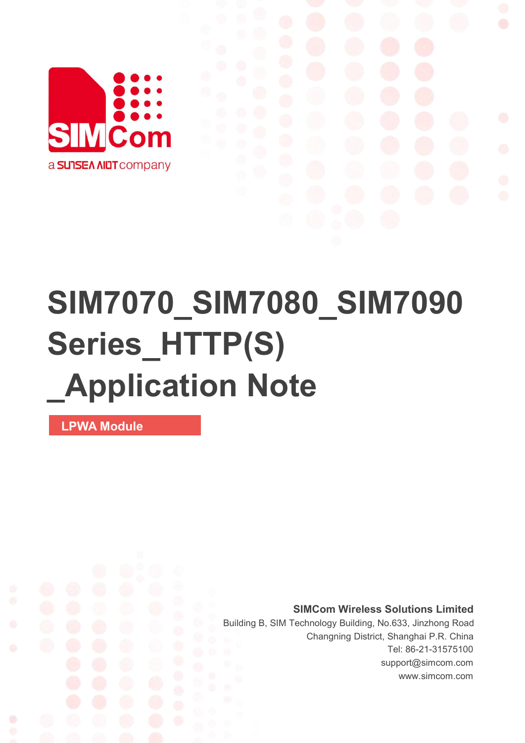# SIM7070_SIM7080_SIM7090 Series_HTTP(S) _Application Note

**LPWA Module**

**SIMCom Wireless Solutions Limited**

Building B, SIM Technology Building, No.633, Jinzhong Road
Changning District, Shanghai P.R. China
Tel: 86-21-31575100
support@simcom.com
www.simcom.com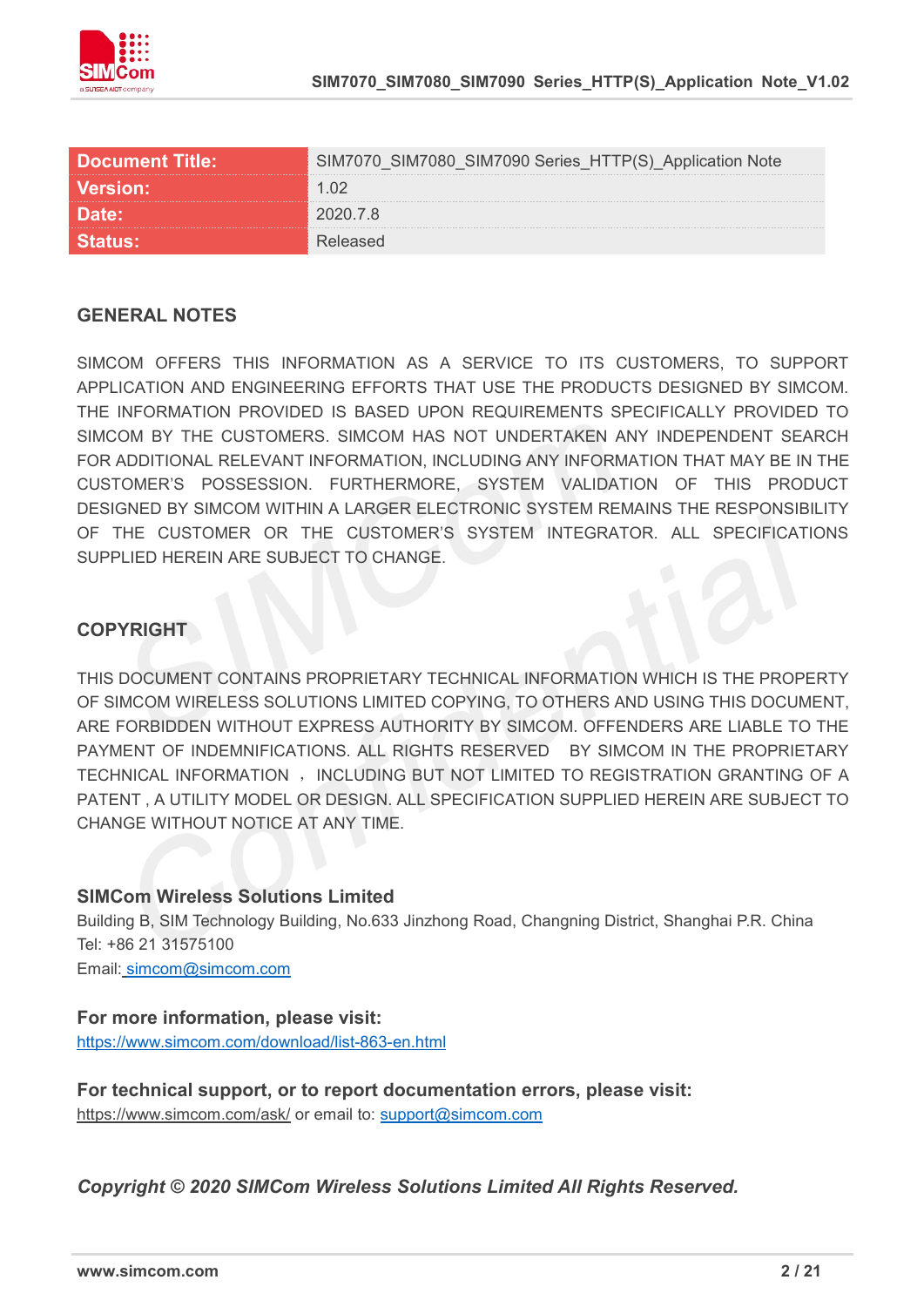| Document Title: | SIM7070_SIM7080_SIM7090 Series_HTTP(S)_Application Note |
|---|---|
| Version: | 1.02 |
| Date: | 2020.7.8 |
| Status: | Released |

## GENERAL NOTES

SIMCOM OFFERS THIS INFORMATION AS A SERVICE TO ITS CUSTOMERS, TO SUPPORT APPLICATION AND ENGINEERING EFFORTS THAT USE THE PRODUCTS DESIGNED BY SIMCOM. THE INFORMATION PROVIDED IS BASED UPON REQUIREMENTS SPECIFICALLY PROVIDED TO SIMCOM BY THE CUSTOMERS. SIMCOM HAS NOT UNDERTAKEN ANY INDEPENDENT SEARCH FOR ADDITIONAL RELEVANT INFORMATION, INCLUDING ANY INFORMATION THAT MAY BE IN THE CUSTOMER'S POSSESSION. FURTHERMORE, SYSTEM VALIDATION OF THIS PRODUCT DESIGNED BY SIMCOM WITHIN A LARGER ELECTRONIC SYSTEM REMAINS THE RESPONSIBILITY OF THE CUSTOMER OR THE CUSTOMER'S SYSTEM INTEGRATOR. ALL SPECIFICATIONS SUPPLIED HEREIN ARE SUBJECT TO CHANGE.

## COPYRIGHT

THIS DOCUMENT CONTAINS PROPRIETARY TECHNICAL INFORMATION WHICH IS THE PROPERTY OF SIMCOM WIRELESS SOLUTIONS LIMITED COPYING, TO OTHERS AND USING THIS DOCUMENT, ARE FORBIDDEN WITHOUT EXPRESS AUTHORITY BY SIMCOM. OFFENDERS ARE LIABLE TO THE PAYMENT OF INDEMNIFICATIONS. ALL RIGHTS RESERVED BY SIMCOM IN THE PROPRIETARY TECHNICAL INFORMATION ， INCLUDING BUT NOT LIMITED TO REGISTRATION GRANTING OF A PATENT , A UTILITY MODEL OR DESIGN. ALL SPECIFICATION SUPPLIED HEREIN ARE SUBJECT TO CHANGE WITHOUT NOTICE AT ANY TIME.

**SIMCom Wireless Solutions Limited**
Building B, SIM Technology Building, No.633 Jinzhong Road, Changning District, Shanghai P.R. China
Tel: +86 21 31575100
Email: simcom@simcom.com

**For more information, please visit:**
https://www.simcom.com/download/list-863-en.html

**For technical support, or to report documentation errors, please visit:**
https://www.simcom.com/ask/ or email to: support@simcom.com

***Copyright © 2020 SIMCom Wireless Solutions Limited All Rights Reserved.***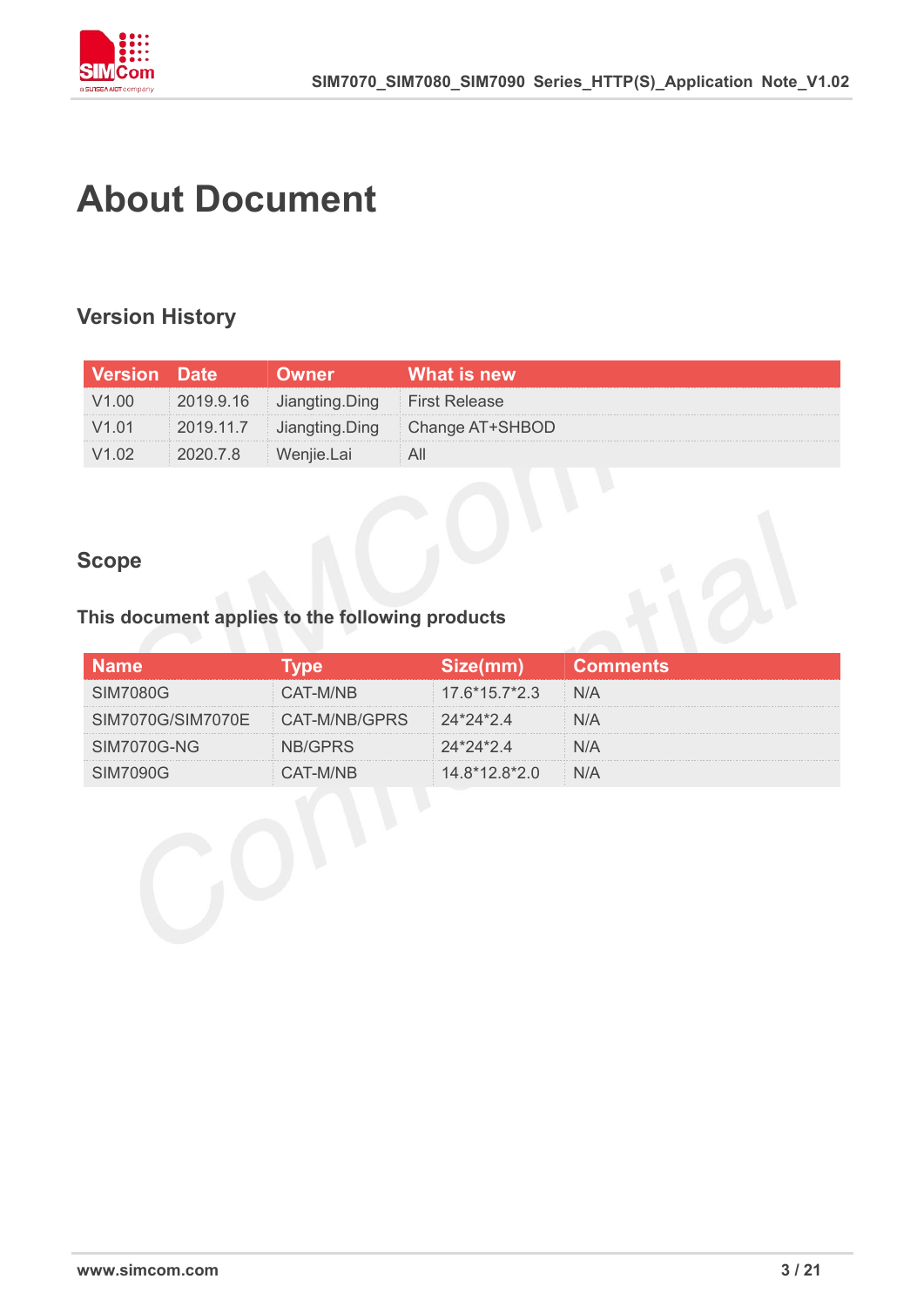# About Document

## Version History

| Version | Date | Owner | What is new |
|---|---|---|---|
| V1.00 | 2019.9.16 | Jiangting.Ding | First Release |
| V1.01 | 2019.11.7 | Jiangting.Ding | Change AT+SHBOD |
| V1.02 | 2020.7.8 | Wenjie.Lai | All |

## Scope

### This document applies to the following products

| Name | Type | Size(mm) | Comments |
|---|---|---|---|
| SIM7080G | CAT-M/NB | 17.6*15.7*2.3 | N/A |
| SIM7070G/SIM7070E | CAT-M/NB/GPRS | 24*24*2.4 | N/A |
| SIM7070G-NG | NB/GPRS | 24*24*2.4 | N/A |
| SIM7090G | CAT-M/NB | 14.8*12.8*2.0 | N/A |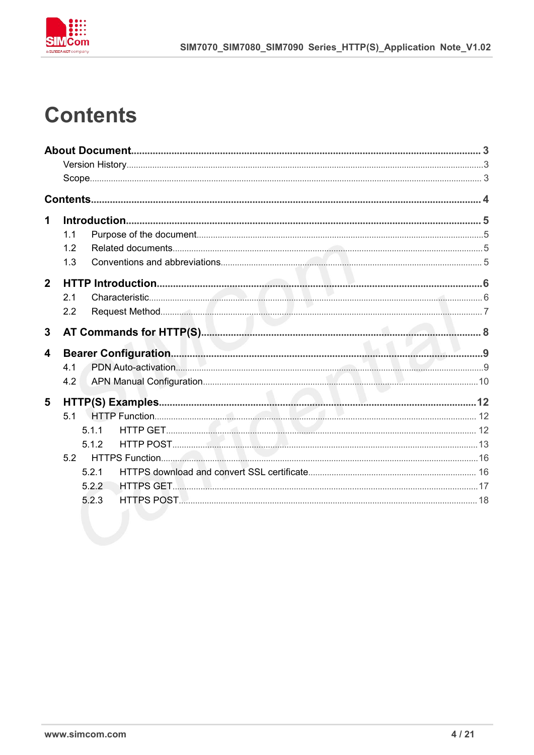# Contents

**About Document** .......... 3

- Version History .......... 3
- Scope .......... 3

**Contents** .......... 4

**1 Introduction** .......... 5

- 1.1 Purpose of the document .......... 5
- 1.2 Related documents .......... 5
- 1.3 Conventions and abbreviations .......... 5

**2 HTTP Introduction** .......... 6

- 2.1 Characteristic .......... 6
- 2.2 Request Method .......... 7

**3 AT Commands for HTTP(S)** .......... 8

**4 Bearer Configuration** .......... 9

- 4.1 PDN Auto-activation .......... 9
- 4.2 APN Manual Configuration .......... 10

**5 HTTP(S) Examples** .......... 12

- 5.1 HTTP Function .......... 12
  - 5.1.1 HTTP GET .......... 12
  - 5.1.2 HTTP POST .......... 13
- 5.2 HTTPS Function .......... 16
  - 5.2.1 HTTPS download and convert SSL certificate .......... 16
  - 5.2.2 HTTPS GET .......... 17
  - 5.2.3 HTTPS POST .......... 18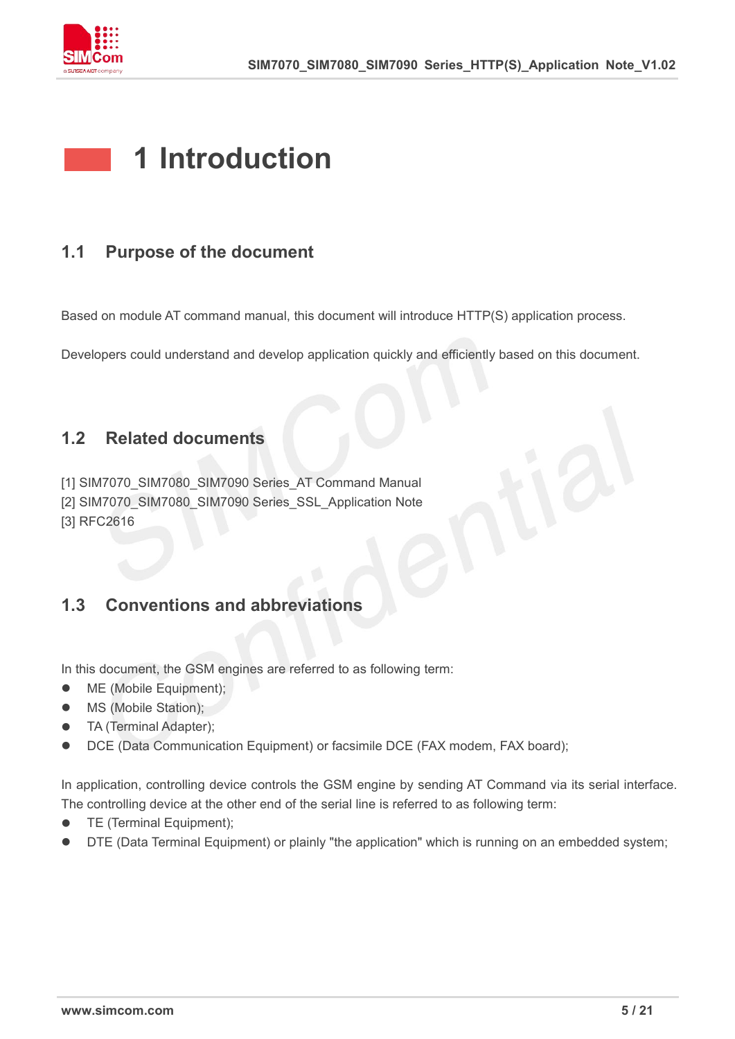# 1 Introduction

## 1.1 Purpose of the document

Based on module AT command manual, this document will introduce HTTP(S) application process.

Developers could understand and develop application quickly and efficiently based on this document.

## 1.2 Related documents

[1] SIM7070_SIM7080_SIM7090 Series_AT Command Manual
[2] SIM7070_SIM7080_SIM7090 Series_SSL_Application Note
[3] RFC2616

## 1.3 Conventions and abbreviations

In this document, the GSM engines are referred to as following term:

- ME (Mobile Equipment);
- MS (Mobile Station);
- TA (Terminal Adapter);
- DCE (Data Communication Equipment) or facsimile DCE (FAX modem, FAX board);

In application, controlling device controls the GSM engine by sending AT Command via its serial interface. The controlling device at the other end of the serial line is referred to as following term:

- TE (Terminal Equipment);
- DTE (Data Terminal Equipment) or plainly "the application" which is running on an embedded system;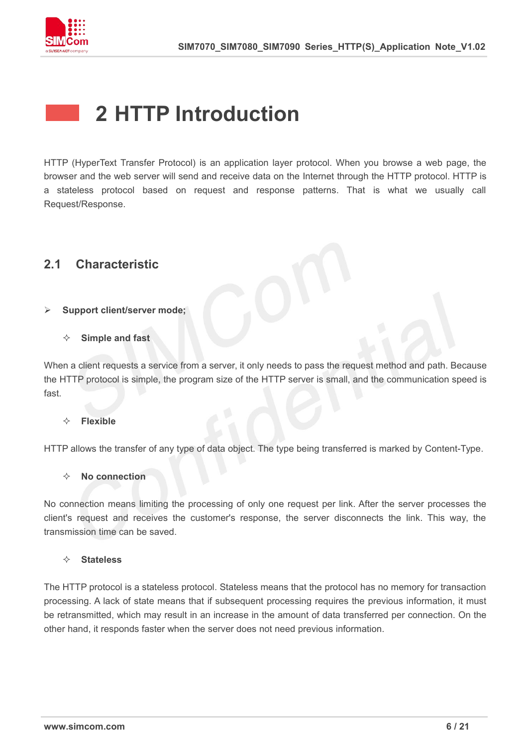# 2 HTTP Introduction

HTTP (HyperText Transfer Protocol) is an application layer protocol. When you browse a web page, the browser and the web server will send and receive data on the Internet through the HTTP protocol. HTTP is a stateless protocol based on request and response patterns. That is what we usually call Request/Response.

## 2.1 Characteristic

- **Support client/server mode;**
  - **Simple and fast**

When a client requests a service from a server, it only needs to pass the request method and path. Because the HTTP protocol is simple, the program size of the HTTP server is small, and the communication speed is fast.

  - **Flexible**

HTTP allows the transfer of any type of data object. The type being transferred is marked by Content-Type.

  - **No connection**

No connection means limiting the processing of only one request per link. After the server processes the client's request and receives the customer's response, the server disconnects the link. This way, the transmission time can be saved.

  - **Stateless**

The HTTP protocol is a stateless protocol. Stateless means that the protocol has no memory for transaction processing. A lack of state means that if subsequent processing requires the previous information, it must be retransmitted, which may result in an increase in the amount of data transferred per connection. On the other hand, it responds faster when the server does not need previous information.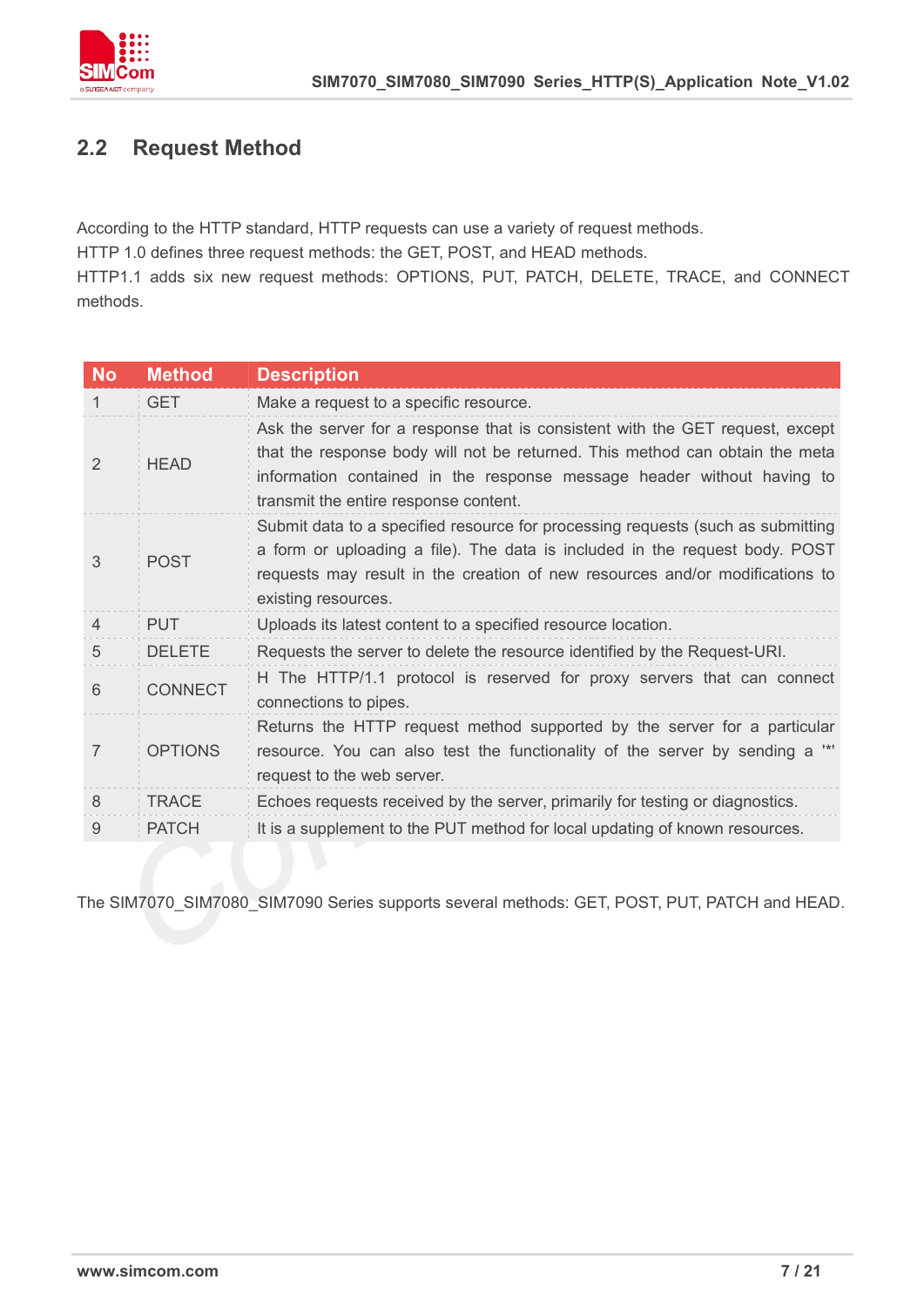## 2.2 Request Method

According to the HTTP standard, HTTP requests can use a variety of request methods.
HTTP 1.0 defines three request methods: the GET, POST, and HEAD methods.
HTTP1.1 adds six new request methods: OPTIONS, PUT, PATCH, DELETE, TRACE, and CONNECT methods.

| No | Method | Description |
|---|---|---|
| 1 | GET | Make a request to a specific resource. |
| 2 | HEAD | Ask the server for a response that is consistent with the GET request, except that the response body will not be returned. This method can obtain the meta information contained in the response message header without having to transmit the entire response content. |
| 3 | POST | Submit data to a specified resource for processing requests (such as submitting a form or uploading a file). The data is included in the request body. POST requests may result in the creation of new resources and/or modifications to existing resources. |
| 4 | PUT | Uploads its latest content to a specified resource location. |
| 5 | DELETE | Requests the server to delete the resource identified by the Request-URI. |
| 6 | CONNECT | H The HTTP/1.1 protocol is reserved for proxy servers that can connect connections to pipes. |
| 7 | OPTIONS | Returns the HTTP request method supported by the server for a particular resource. You can also test the functionality of the server by sending a '*' request to the web server. |
| 8 | TRACE | Echoes requests received by the server, primarily for testing or diagnostics. |
| 9 | PATCH | It is a supplement to the PUT method for local updating of known resources. |

The SIM7070_SIM7080_SIM7090 Series supports several methods: GET, POST, PUT, PATCH and HEAD.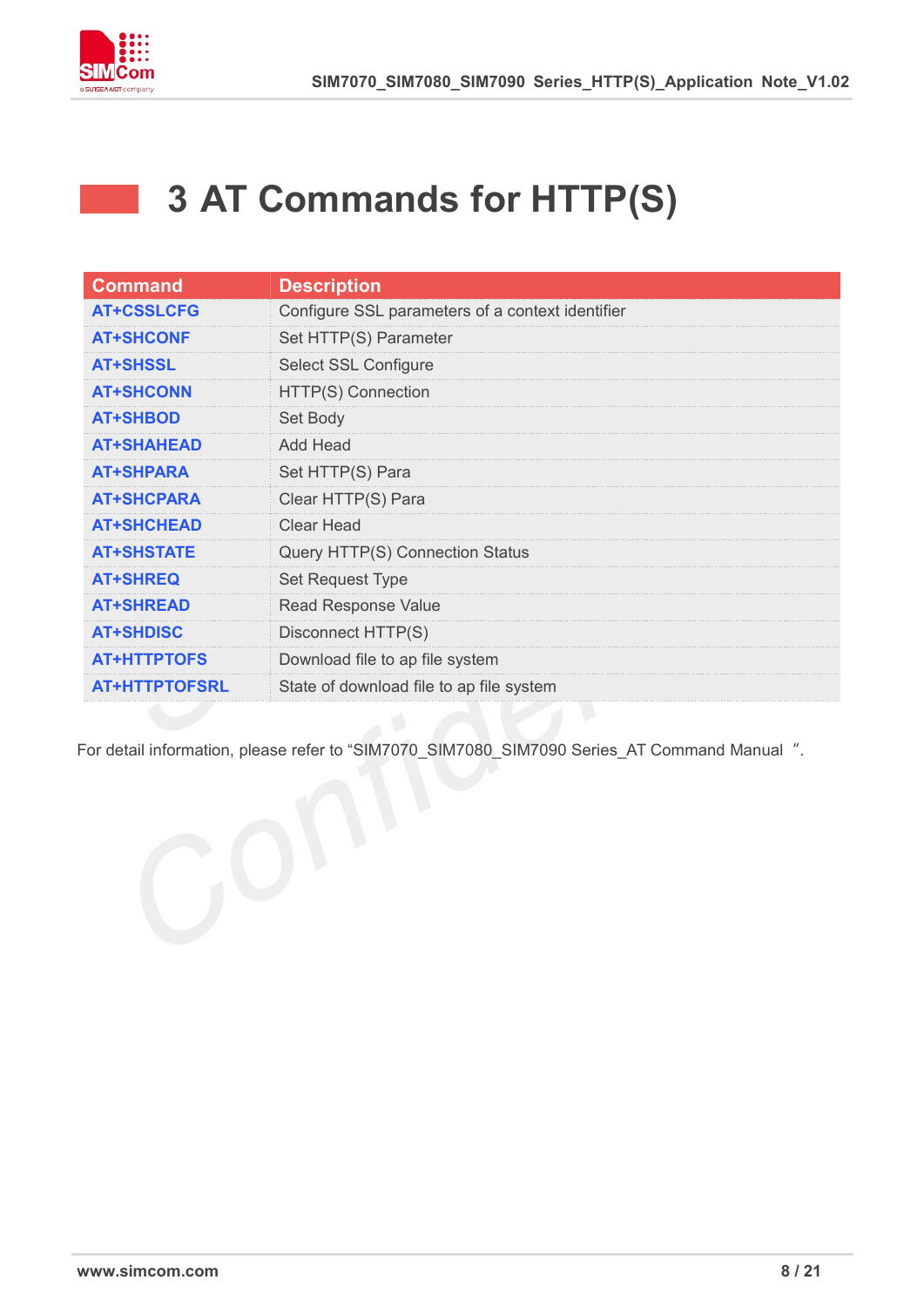# 3 AT Commands for HTTP(S)

| Command | Description |
| --- | --- |
| AT+CSSLCFG | Configure SSL parameters of a context identifier |
| AT+SHCONF | Set HTTP(S) Parameter |
| AT+SHSSL | Select SSL Configure |
| AT+SHCONN | HTTP(S) Connection |
| AT+SHBOD | Set Body |
| AT+SHAHEAD | Add Head |
| AT+SHPARA | Set HTTP(S) Para |
| AT+SHCPARA | Clear HTTP(S) Para |
| AT+SHCHEAD | Clear Head |
| AT+SHSTATE | Query HTTP(S) Connection Status |
| AT+SHREQ | Set Request Type |
| AT+SHREAD | Read Response Value |
| AT+SHDISC | Disconnect HTTP(S) |
| AT+HTTPTOFS | Download file to ap file system |
| AT+HTTPTOFSRL | State of download file to ap file system |

For detail information, please refer to “SIM7070_SIM7080_SIM7090 Series_AT Command Manual ”.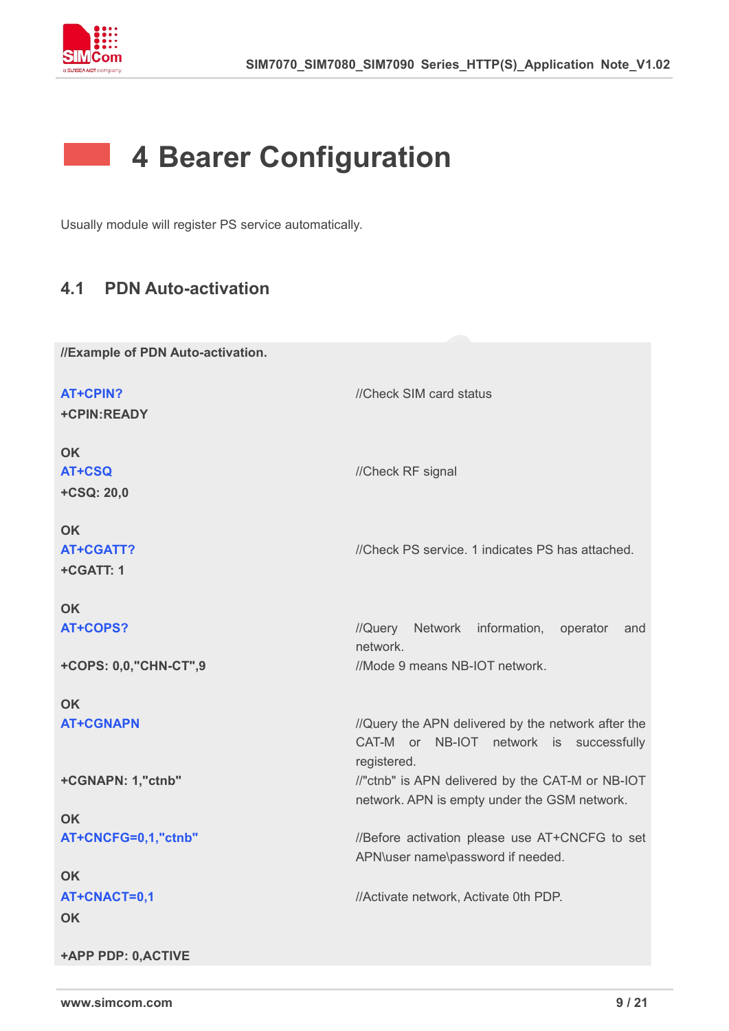# 4 Bearer Configuration

Usually module will register PS service automatically.

## 4.1 PDN Auto-activation

```
//Example of PDN Auto-activation.

AT+CPIN?                        //Check SIM card status
+CPIN:READY

OK
AT+CSQ                          //Check RF signal
+CSQ: 20,0

OK
AT+CGATT?                       //Check PS service. 1 indicates PS has attached.
+CGATT: 1

OK
AT+COPS?                        //Query Network information, operator and
                                network.
+COPS: 0,0,"CHN-CT",9           //Mode 9 means NB-IOT network.

OK
AT+CGNAPN                       //Query the APN delivered by the network after the
                                CAT-M or NB-IOT network is successfully
                                registered.
+CGNAPN: 1,"ctnb"               //"ctnb" is APN delivered by the CAT-M or NB-IOT
                                network. APN is empty under the GSM network.
OK
AT+CNCFG=0,1,"ctnb"             //Before activation please use AT+CNCFG to set
                                APN\user name\password if needed.
OK
AT+CNACT=0,1                    //Activate network, Activate 0th PDP.
OK

+APP PDP: 0,ACTIVE
```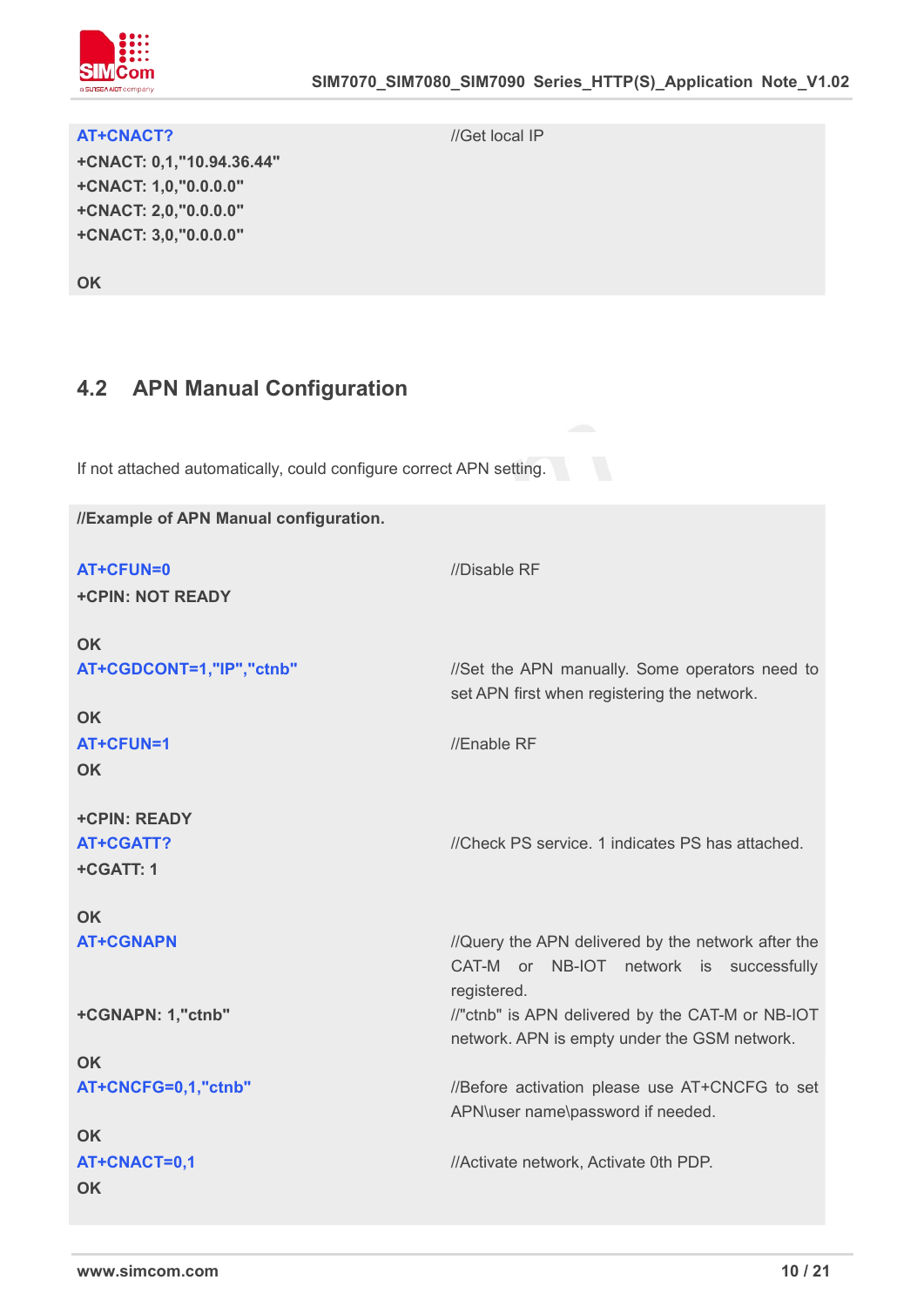```
AT+CNACT?                                   //Get local IP
+CNACT: 0,1,"10.94.36.44"
+CNACT: 1,0,"0.0.0.0"
+CNACT: 2,0,"0.0.0.0"
+CNACT: 3,0,"0.0.0.0"

OK
```

## 4.2 APN Manual Configuration

If not attached automatically, could configure correct APN setting.

```
//Example of APN Manual configuration.

AT+CFUN=0                                   //Disable RF
+CPIN: NOT READY

OK
AT+CGDCONT=1,"IP","ctnb"                    //Set the APN manually. Some operators need to
                                            set APN first when registering the network.
OK
AT+CFUN=1                                   //Enable RF
OK

+CPIN: READY
AT+CGATT?                                   //Check PS service. 1 indicates PS has attached.
+CGATT: 1

OK
AT+CGNAPN                                   //Query the APN delivered by the network after the
                                            CAT-M or NB-IOT network is successfully
                                            registered.
+CGNAPN: 1,"ctnb"                           //"ctnb" is APN delivered by the CAT-M or NB-IOT
                                            network. APN is empty under the GSM network.

OK
AT+CNCFG=0,1,"ctnb"                         //Before activation please use AT+CNCFG to set
                                            APN\user name\password if needed.

OK
AT+CNACT=0,1                                //Activate network, Activate 0th PDP.
OK
```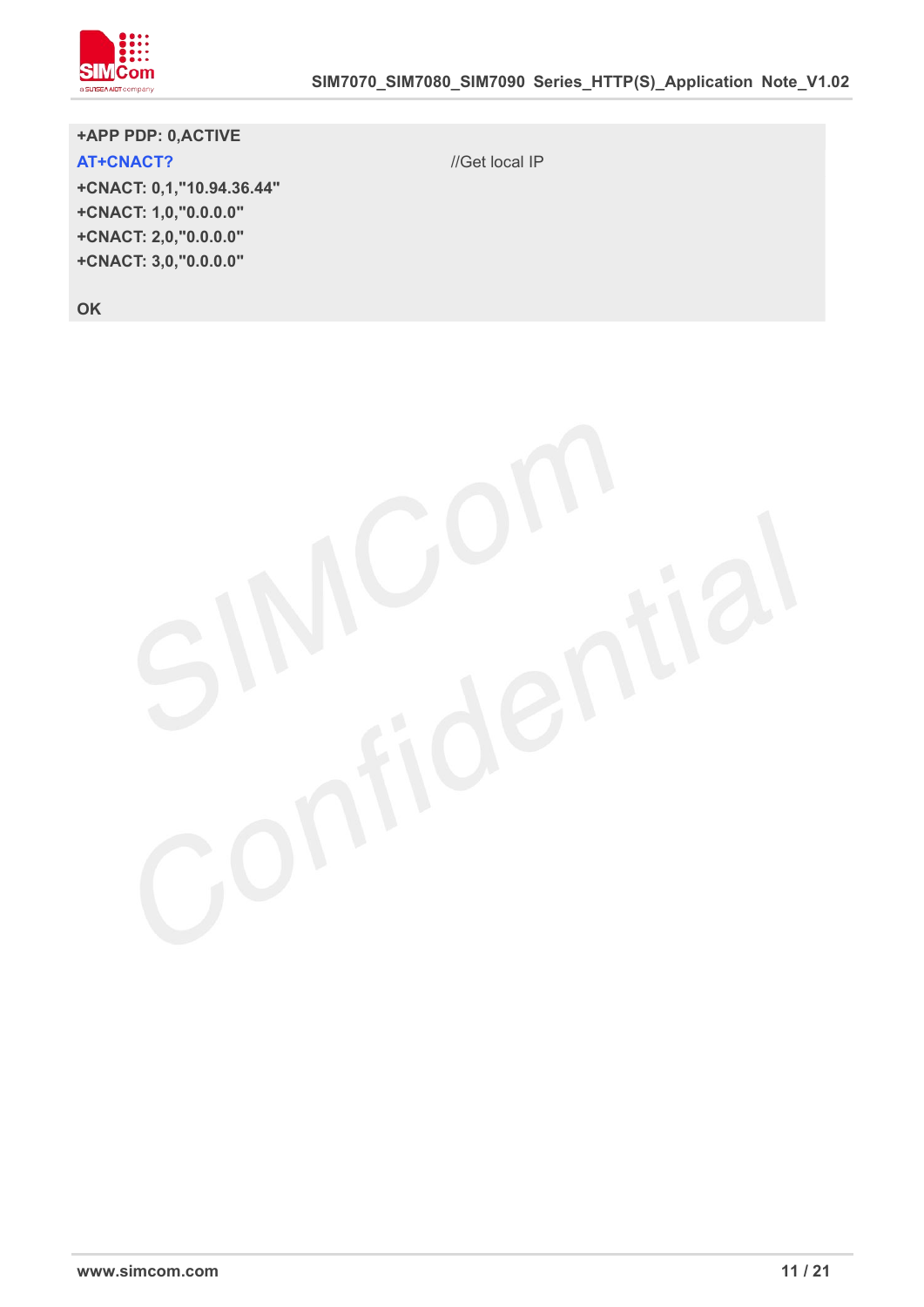```
+APP PDP: 0,ACTIVE
AT+CNACT?                                   //Get local IP
+CNACT: 0,1,"10.94.36.44"
+CNACT: 1,0,"0.0.0.0"
+CNACT: 2,0,"0.0.0.0"
+CNACT: 3,0,"0.0.0.0"

OK
```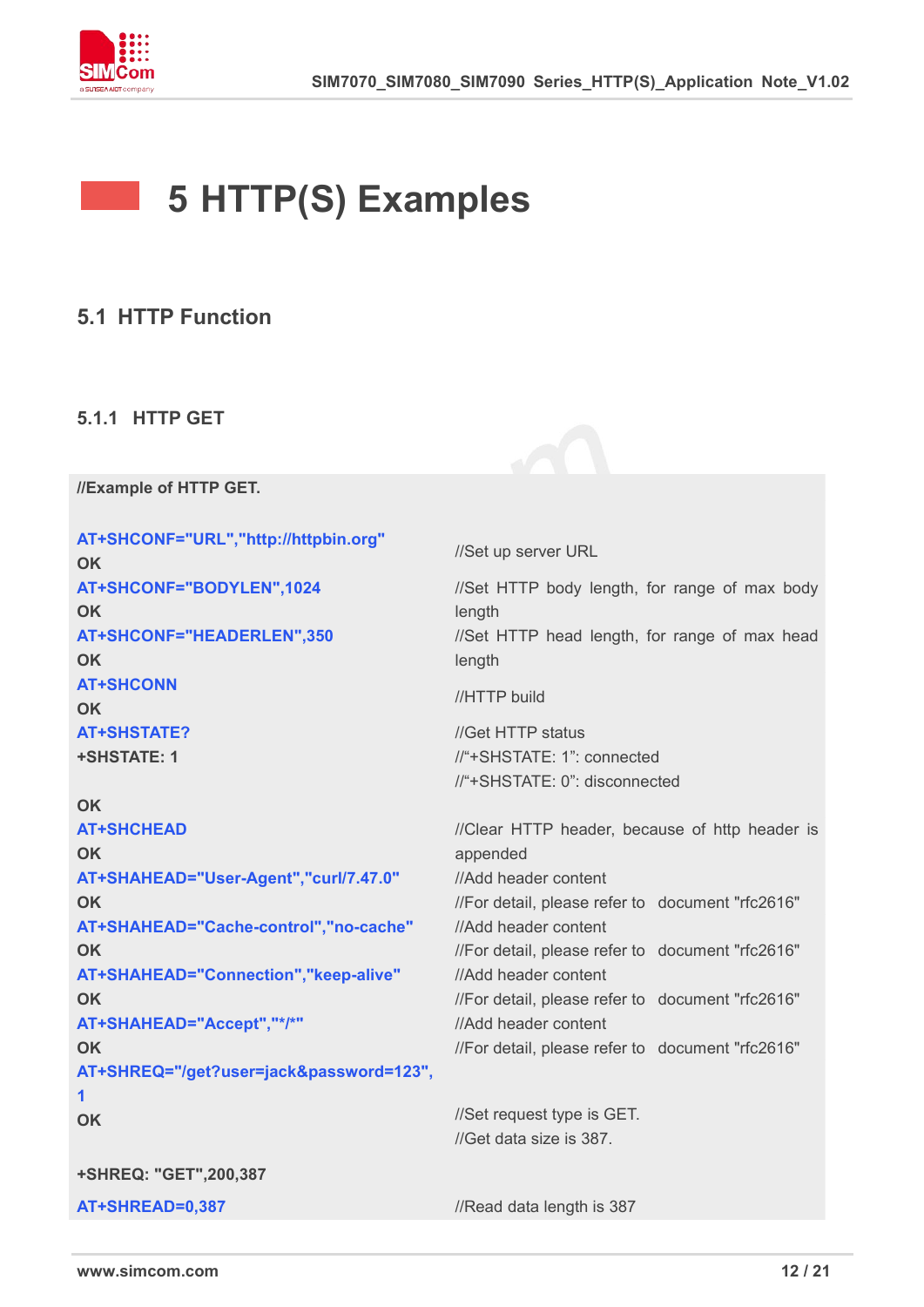# 5 HTTP(S) Examples

## 5.1 HTTP Function

### 5.1.1 HTTP GET

**//Example of HTTP GET.**

| | |
|---|---|
| **AT+SHCONF="URL","http://httpbin.org"**<br>**OK** | //Set up server URL |
| **AT+SHCONF="BODYLEN",1024**<br>**OK** | //Set HTTP body length, for range of max body length |
| **AT+SHCONF="HEADERLEN",350**<br>**OK** | //Set HTTP head length, for range of max head length |
| **AT+SHCONN**<br>**OK** | //HTTP build |
| **AT+SHSTATE?**<br>**+SHSTATE: 1**<br><br>**OK** | //Get HTTP status<br>//"+SHSTATE: 1": connected<br>//"+SHSTATE: 0": disconnected |
| **AT+SHCHEAD**<br>**OK** | //Clear HTTP header, because of http header is appended |
| **AT+SHAHEAD="User-Agent","curl/7.47.0"**<br>**OK** | //Add header content<br>//For detail, please refer to document "rfc2616" |
| **AT+SHAHEAD="Cache-control","no-cache"**<br>**OK** | //Add header content<br>//For detail, please refer to document "rfc2616" |
| **AT+SHAHEAD="Connection","keep-alive"**<br>**OK** | //Add header content<br>//For detail, please refer to document "rfc2616" |
| **AT+SHAHEAD="Accept","*/*"**<br>**OK** | //Add header content<br>//For detail, please refer to document "rfc2616" |
| **AT+SHREQ="/get?user=jack&password=123",1**<br>**OK**<br><br>**+SHREQ: "GET",200,387** | //Set request type is GET.<br>//Get data size is 387. |
| **AT+SHREAD=0,387** | //Read data length is 387 |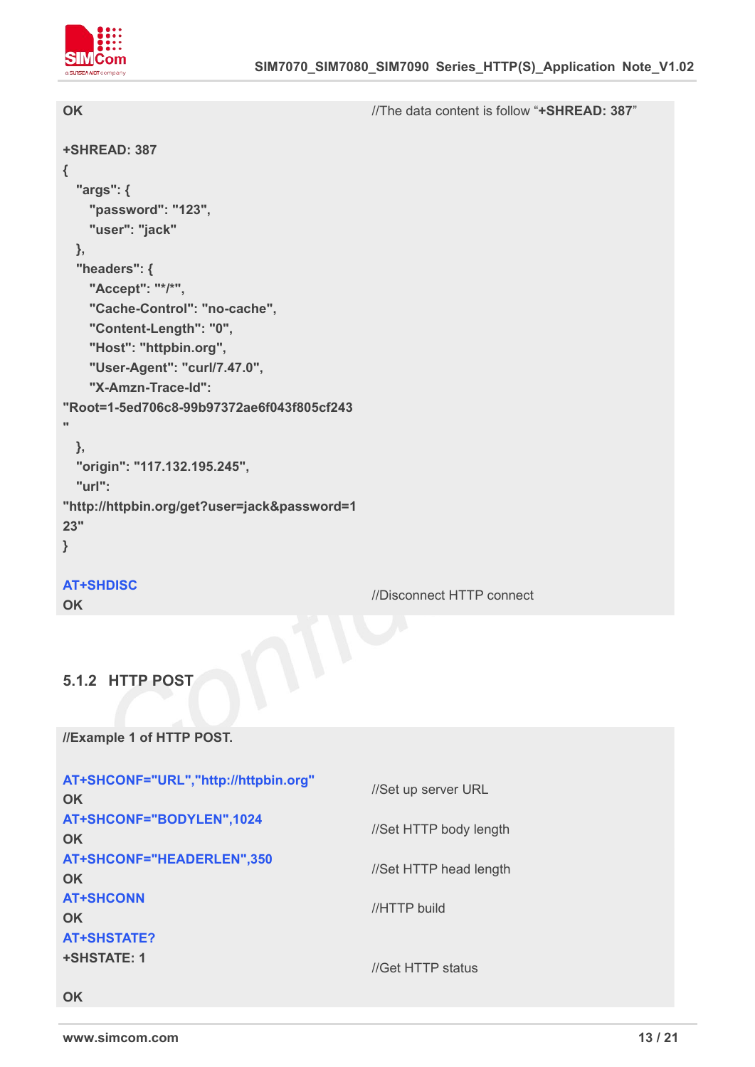```
OK                                              //The data content is follow "+SHREAD: 387"

+SHREAD: 387
{
  "args": {
    "password": "123",
    "user": "jack"
  },
  "headers": {
    "Accept": "*/*",
    "Cache-Control": "no-cache",
    "Content-Length": "0",
    "Host": "httpbin.org",
    "User-Agent": "curl/7.47.0",
    "X-Amzn-Trace-Id":
"Root=1-5ed706c8-99b97372ae6f043f805cf243
"
  },
  "origin": "117.132.195.245",
  "url":
"http://httpbin.org/get?user=jack&password=1
23"
}

AT+SHDISC                                       //Disconnect HTTP connect
OK
```

### 5.1.2 HTTP POST

```
//Example 1 of HTTP POST.

AT+SHCONF="URL","http://httpbin.org"            //Set up server URL
OK
AT+SHCONF="BODYLEN",1024                        //Set HTTP body length
OK
AT+SHCONF="HEADERLEN",350                       //Set HTTP head length
OK
AT+SHCONN                                       //HTTP build
OK
AT+SHSTATE?
+SHSTATE: 1                                     //Get HTTP status

OK
```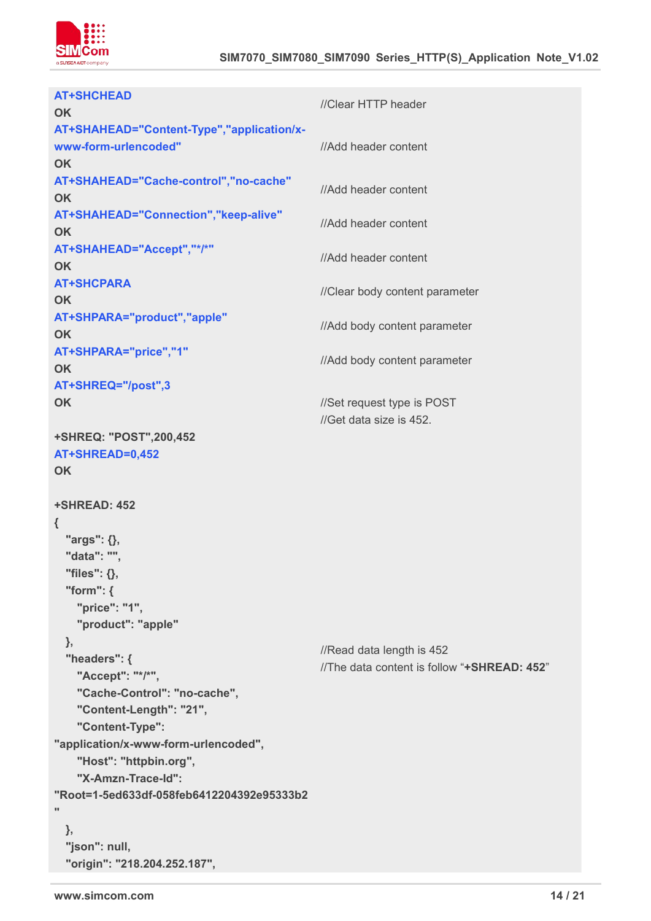| | |
|---|---|
| **AT+SHCHEAD**<br>**OK** | //Clear HTTP header |
| **AT+SHAHEAD="Content-Type","application/x-www-form-urlencoded"**<br>**OK** | //Add header content |
| **AT+SHAHEAD="Cache-control","no-cache"**<br>**OK** | //Add header content |
| **AT+SHAHEAD="Connection","keep-alive"**<br>**OK** | //Add header content |
| **AT+SHAHEAD="Accept","*/*"**<br>**OK** | //Add header content |
| **AT+SHCPARA**<br>**OK** | //Clear body content parameter |
| **AT+SHPARA="product","apple"**<br>**OK** | //Add body content parameter |
| **AT+SHPARA="price","1"**<br>**OK** | //Add body content parameter |
| **AT+SHREQ="/post",3**<br>**OK**<br><br>**+SHREQ: "POST",200,452** | //Set request type is POST<br>//Get data size is 452. |
| **AT+SHREAD=0,452**<br>**OK**<br><br>**+SHREAD: 452**<br>**{**<br>**"args": {},**<br>**"data": "",**<br>**"files": {},**<br>**"form": {**<br>**"price": "1",**<br>**"product": "apple"**<br>**},**<br>**"headers": {**<br>**"Accept": "*/*",**<br>**"Cache-Control": "no-cache",**<br>**"Content-Length": "21",**<br>**"Content-Type": "application/x-www-form-urlencoded",**<br>**"Host": "httpbin.org",**<br>**"X-Amzn-Trace-Id": "Root=1-5ed633df-058feb6412204392e95333b2"**<br>**},**<br>**"json": null,**<br>**"origin": "218.204.252.187",** | //Read data length is 452<br>//The data content is follow "**+SHREAD: 452**" |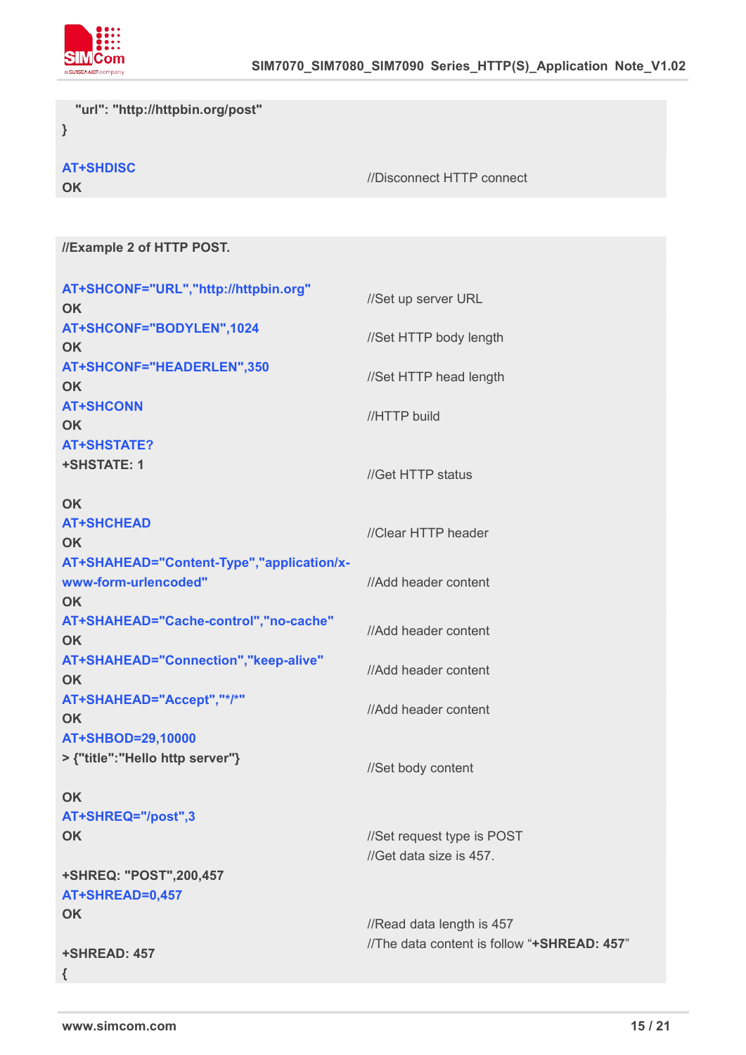```
  "url": "http://httpbin.org/post"
}

AT+SHDISC                                         //Disconnect HTTP connect
OK
```

```
//Example 2 of HTTP POST.

AT+SHCONF="URL","http://httpbin.org"              //Set up server URL
OK
AT+SHCONF="BODYLEN",1024                          //Set HTTP body length
OK
AT+SHCONF="HEADERLEN",350                         //Set HTTP head length
OK
AT+SHCONN                                         //HTTP build
OK
AT+SHSTATE?                                       //Get HTTP status
+SHSTATE: 1

OK
AT+SHCHEAD                                        //Clear HTTP header
OK
AT+SHAHEAD="Content-Type","application/x-www-form-urlencoded"   //Add header content
OK
AT+SHAHEAD="Cache-control","no-cache"             //Add header content
OK
AT+SHAHEAD="Connection","keep-alive"              //Add header content
OK
AT+SHAHEAD="Accept","*/*"                         //Add header content
OK
AT+SHBOD=29,10000                                 //Set body content
> {"title":"Hello http server"}

OK
AT+SHREQ="/post",3                                //Set request type is POST
OK                                                //Get data size is 457.

+SHREQ: "POST",200,457
AT+SHREAD=0,457                                   //Read data length is 457
OK                                                //The data content is follow "+SHREAD: 457"

+SHREAD: 457
{
```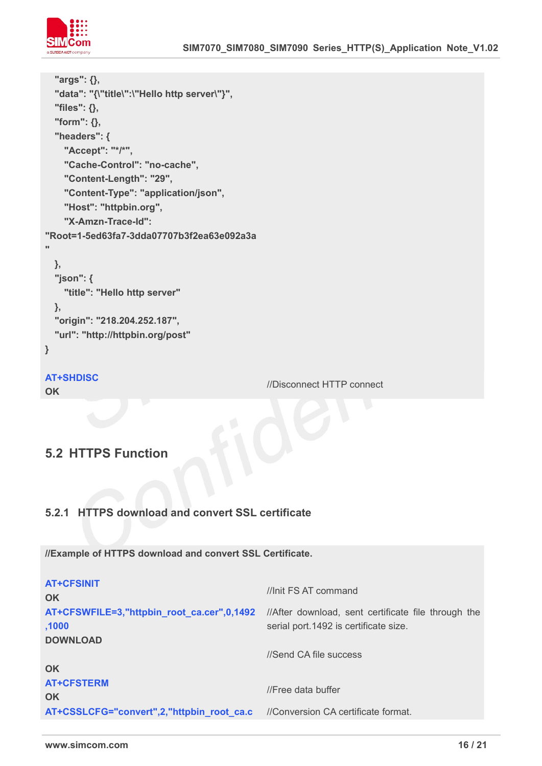```
    "args": {},
    "data": "{\"title\":\"Hello http server\"}",
    "files": {},
    "form": {},
    "headers": {
      "Accept": "*/*",
      "Cache-Control": "no-cache",
      "Content-Length": "29",
      "Content-Type": "application/json",
      "Host": "httpbin.org",
      "X-Amzn-Trace-Id":
"Root=1-5ed63fa7-3dda07707b3f2ea63e092a3a
"
    },
    "json": {
      "title": "Hello http server"
    },
    "origin": "218.204.252.187",
    "url": "http://httpbin.org/post"
}
```

| | |
|---|---|
| AT+SHDISC<br>OK | //Disconnect HTTP connect |

## 5.2 HTTPS Function

### 5.2.1 HTTPS download and convert SSL certificate

**//Example of HTTPS download and convert SSL Certificate.**

| | |
|---|---|
| AT+CFSINIT<br>OK | //Init FS AT command |
| AT+CFSWFILE=3,"httpbin_root_ca.cer",0,1492,1000<br>DOWNLOAD | //After download, sent certificate file through the serial port.1492 is certificate size. |
| OK | //Send CA file success |
| AT+CFSTERM<br>OK | //Free data buffer |
| AT+CSSLCFG="convert",2,"httpbin_root_ca.c | //Conversion CA certificate format. |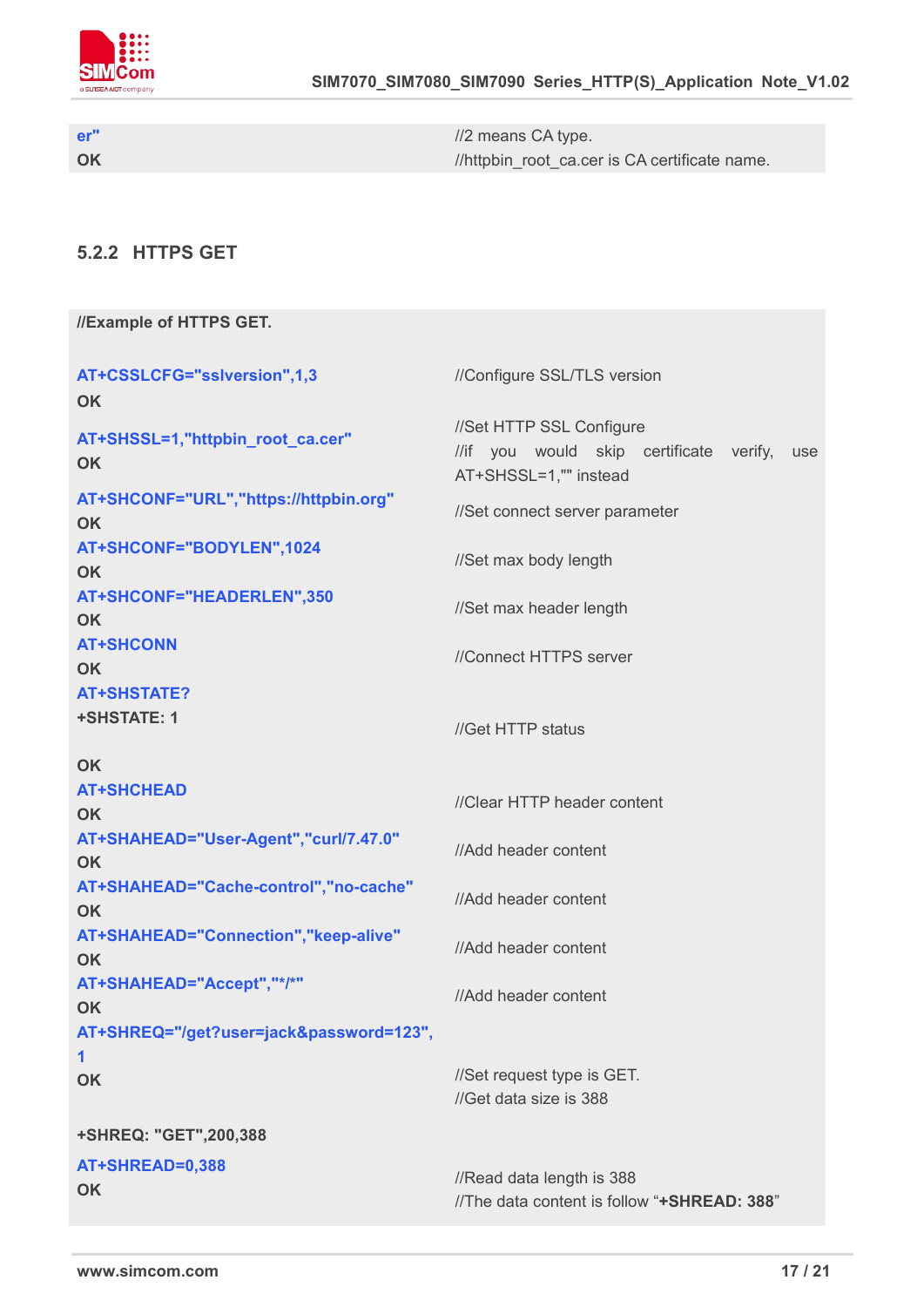| er"<br>OK | //2 means CA type.<br>//httpbin_root_ca.cer is CA certificate name. |
|---|---|

### 5.2.2 HTTPS GET

| **//Example of HTTPS GET.** | |
|---|---|
| AT+CSSLCFG="sslversion",1,3<br>OK | //Configure SSL/TLS version |
| AT+SHSSL=1,"httpbin_root_ca.cer"<br>OK | //Set HTTP SSL Configure<br>//if you would skip certificate verify, use AT+SHSSL=1,"" instead |
| AT+SHCONF="URL","https://httpbin.org"<br>OK | //Set connect server parameter |
| AT+SHCONF="BODYLEN",1024<br>OK | //Set max body length |
| AT+SHCONF="HEADERLEN",350<br>OK | //Set max header length |
| AT+SHCONN<br>OK | //Connect HTTPS server |
| AT+SHSTATE?<br>+SHSTATE: 1<br><br>OK | //Get HTTP status |
| AT+SHCHEAD<br>OK | //Clear HTTP header content |
| AT+SHAHEAD="User-Agent","curl/7.47.0"<br>OK | //Add header content |
| AT+SHAHEAD="Cache-control","no-cache"<br>OK | //Add header content |
| AT+SHAHEAD="Connection","keep-alive"<br>OK | //Add header content |
| AT+SHAHEAD="Accept","*/*"<br>OK | //Add header content |
| AT+SHREQ="/get?user=jack&password=123",1<br>OK<br><br>+SHREQ: "GET",200,388 | //Set request type is GET.<br>//Get data size is 388 |
| AT+SHREAD=0,388<br>OK | //Read data length is 388<br>//The data content is follow "**+SHREAD: 388**" |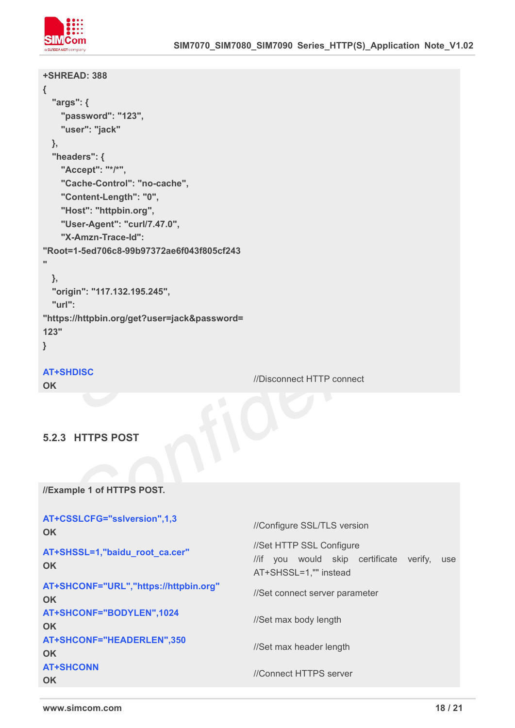```
+SHREAD: 388
{
  "args": {
    "password": "123",
    "user": "jack"
  },
  "headers": {
    "Accept": "*/*",
    "Cache-Control": "no-cache",
    "Content-Length": "0",
    "Host": "httpbin.org",
    "User-Agent": "curl/7.47.0",
    "X-Amzn-Trace-Id":
"Root=1-5ed706c8-99b97372ae6f043f805cf243
"
  },
  "origin": "117.132.195.245",
  "url":
"https://httpbin.org/get?user=jack&password=
123"
}

AT+SHDISC                                   //Disconnect HTTP connect
OK
```

### 5.2.3 HTTPS POST

```
//Example 1 of HTTPS POST.

AT+CSSLCFG="sslversion",1,3                 //Configure SSL/TLS version
OK
AT+SHSSL=1,"baidu_root_ca.cer"              //Set HTTP SSL Configure
OK                                          //if you would skip certificate verify, use
                                            AT+SHSSL=1,"" instead
AT+SHCONF="URL","https://httpbin.org"       //Set connect server parameter
OK
AT+SHCONF="BODYLEN",1024                    //Set max body length
OK
AT+SHCONF="HEADERLEN",350                   //Set max header length
OK
AT+SHCONN                                   //Connect HTTPS server
OK
```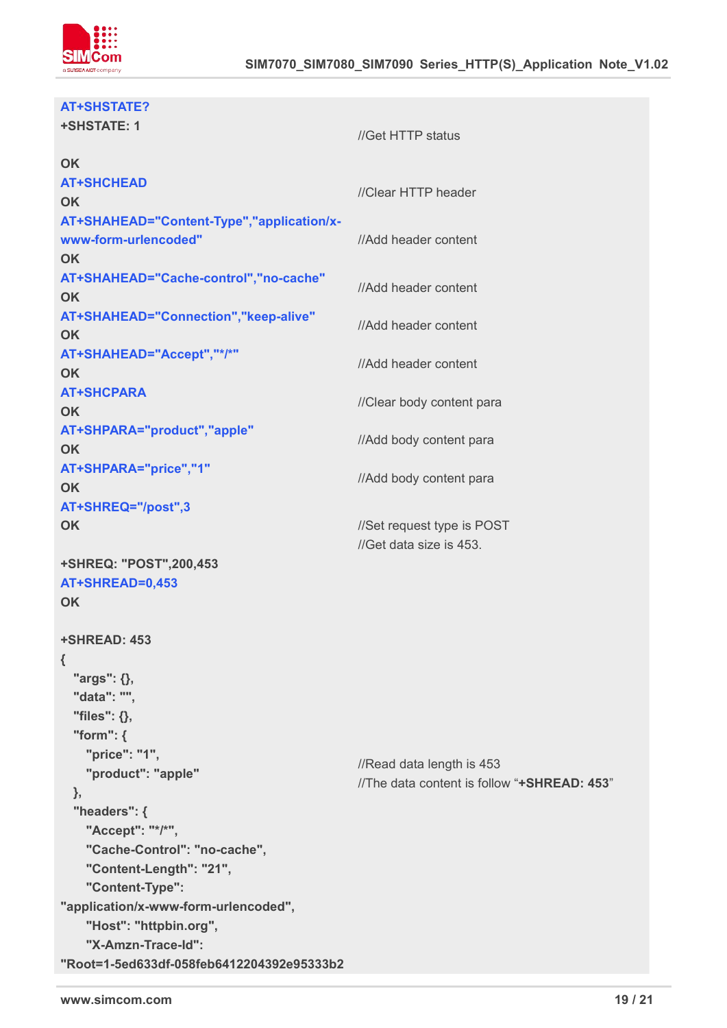| | |
|---|---|
| **AT+SHSTATE?**<br>**+SHSTATE: 1**<br><br>**OK** | //Get HTTP status |
| **AT+SHCHEAD**<br>**OK** | //Clear HTTP header |
| **AT+SHAHEAD="Content-Type","application/x-www-form-urlencoded"**<br>**OK** | //Add header content |
| **AT+SHAHEAD="Cache-control","no-cache"**<br>**OK** | //Add header content |
| **AT+SHAHEAD="Connection","keep-alive"**<br>**OK** | //Add header content |
| **AT+SHAHEAD="Accept","*/*"**<br>**OK** | //Add header content |
| **AT+SHCPARA**<br>**OK** | //Clear body content para |
| **AT+SHPARA="product","apple"**<br>**OK** | //Add body content para |
| **AT+SHPARA="price","1"**<br>**OK** | //Add body content para |
| **AT+SHREQ="/post",3**<br>**OK**<br><br>**+SHREQ: "POST",200,453** | //Set request type is POST<br>//Get data size is 453. |
| **AT+SHREAD=0,453**<br>**OK**<br><br>**+SHREAD: 453**<br>**{**<br>**"args": {},**<br>**"data": "",**<br>**"files": {},**<br>**"form": {**<br>**"price": "1",**<br>**"product": "apple"**<br>**},**<br>**"headers": {**<br>**"Accept": "*/*",**<br>**"Cache-Control": "no-cache",**<br>**"Content-Length": "21",**<br>**"Content-Type": "application/x-www-form-urlencoded",**<br>**"Host": "httpbin.org",**<br>**"X-Amzn-Trace-Id": "Root=1-5ed633df-058feb6412204392e95333b2** | //Read data length is 453<br>//The data content is follow "**+SHREAD: 453**" |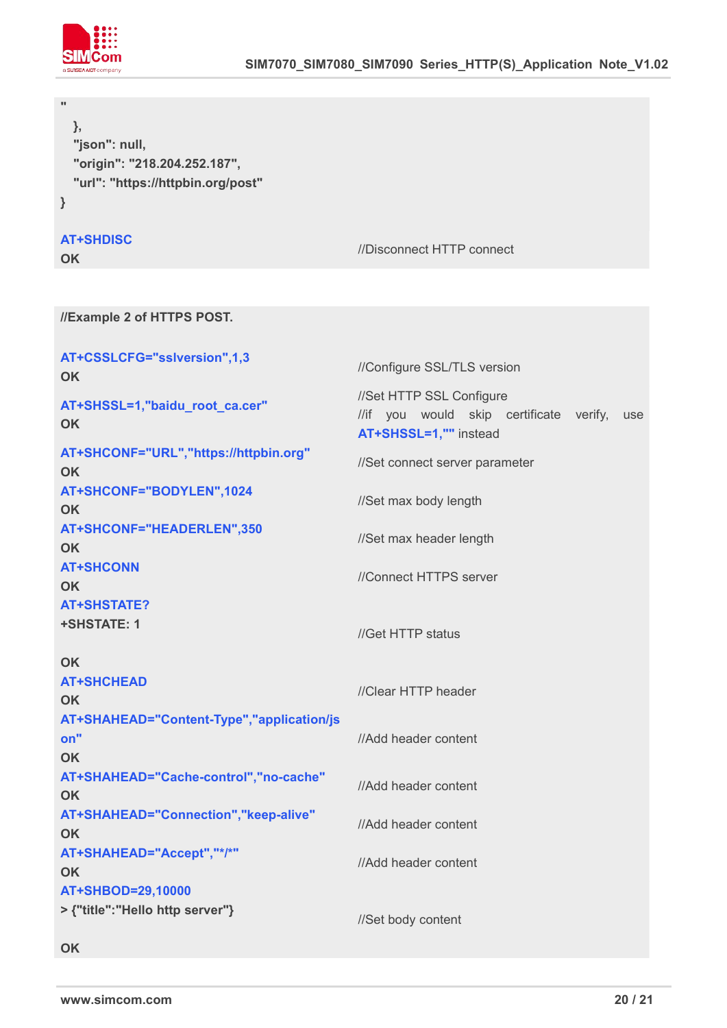```
"
  },
  "json": null,
  "origin": "218.204.252.187",
  "url": "https://httpbin.org/post"
}

AT+SHDISC                                   //Disconnect HTTP connect
OK
```

```
//Example 2 of HTTPS POST.

AT+CSSLCFG="sslversion",1,3                 //Configure SSL/TLS version
OK
AT+SHSSL=1,"baidu_root_ca.cer"              //Set HTTP SSL Configure
OK                                          //if you would skip certificate verify, use
                                            AT+SHSSL=1,"" instead
AT+SHCONF="URL","https://httpbin.org"       //Set connect server parameter
OK
AT+SHCONF="BODYLEN",1024                    //Set max body length
OK
AT+SHCONF="HEADERLEN",350                   //Set max header length
OK
AT+SHCONN                                   //Connect HTTPS server
OK
AT+SHSTATE?
+SHSTATE: 1                                 //Get HTTP status

OK
AT+SHCHEAD                                  //Clear HTTP header
OK
AT+SHAHEAD="Content-Type","application/json"    //Add header content
OK
AT+SHAHEAD="Cache-control","no-cache"       //Add header content
OK
AT+SHAHEAD="Connection","keep-alive"        //Add header content
OK
AT+SHAHEAD="Accept","*/*"                   //Add header content
OK
AT+SHBOD=29,10000
> {"title":"Hello http server"}             //Set body content

OK
```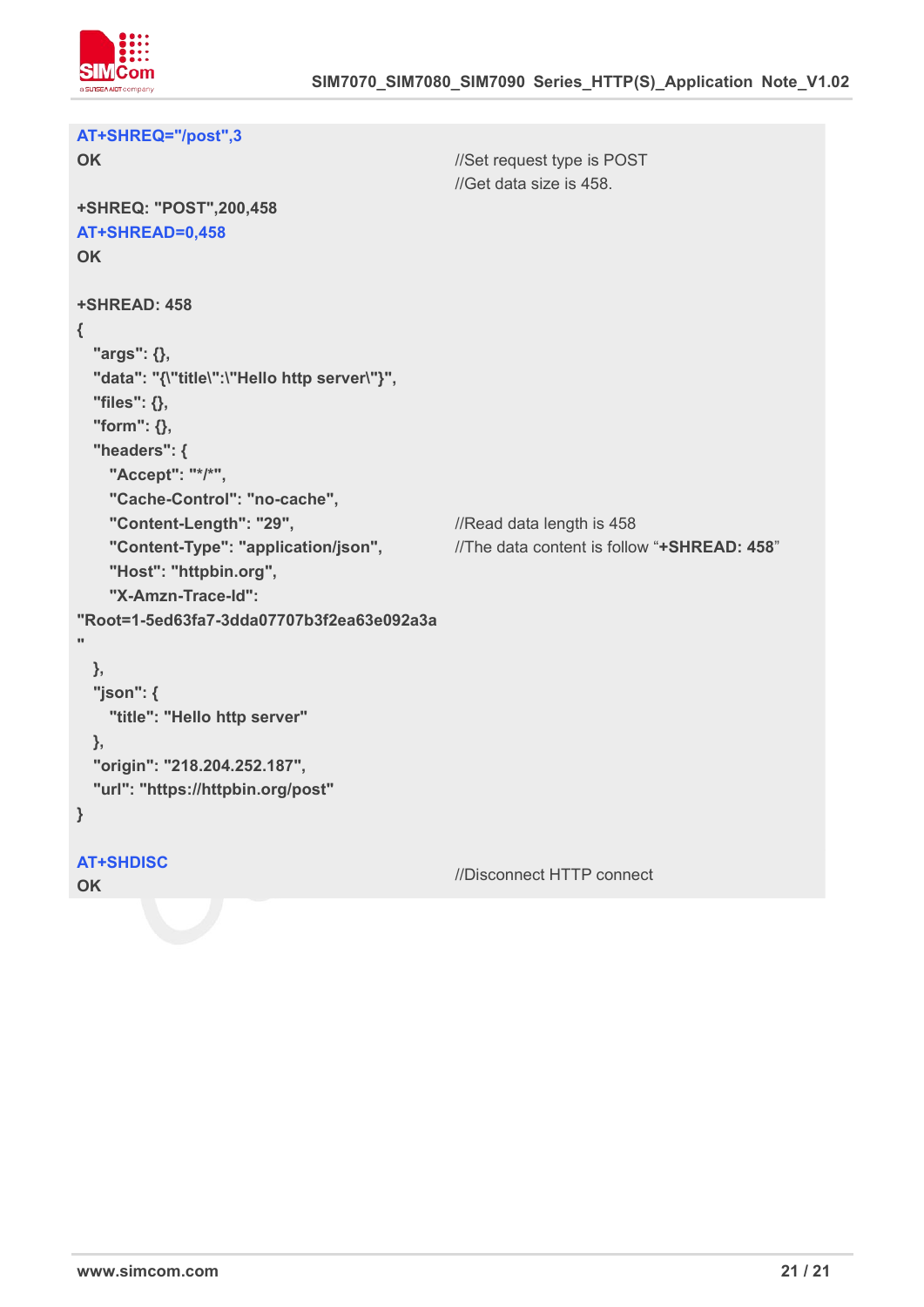```
AT+SHREQ="/post",3
OK                                              //Set request type is POST
                                                //Get data size is 458.
+SHREQ: "POST",200,458
AT+SHREAD=0,458
OK

+SHREAD: 458
{
  "args": {},
  "data": "{\"title\":\"Hello http server\"}",
  "files": {},
  "form": {},
  "headers": {
    "Accept": "*/*",
    "Cache-Control": "no-cache",
    "Content-Length": "29",                    //Read data length is 458
    "Content-Type": "application/json",        //The data content is follow "+SHREAD: 458"
    "Host": "httpbin.org",
    "X-Amzn-Trace-Id":
"Root=1-5ed63fa7-3dda07707b3f2ea63e092a3a
"
  },
  "json": {
    "title": "Hello http server"
  },
  "origin": "218.204.252.187",
  "url": "https://httpbin.org/post"
}

AT+SHDISC
OK                                              //Disconnect HTTP connect
```